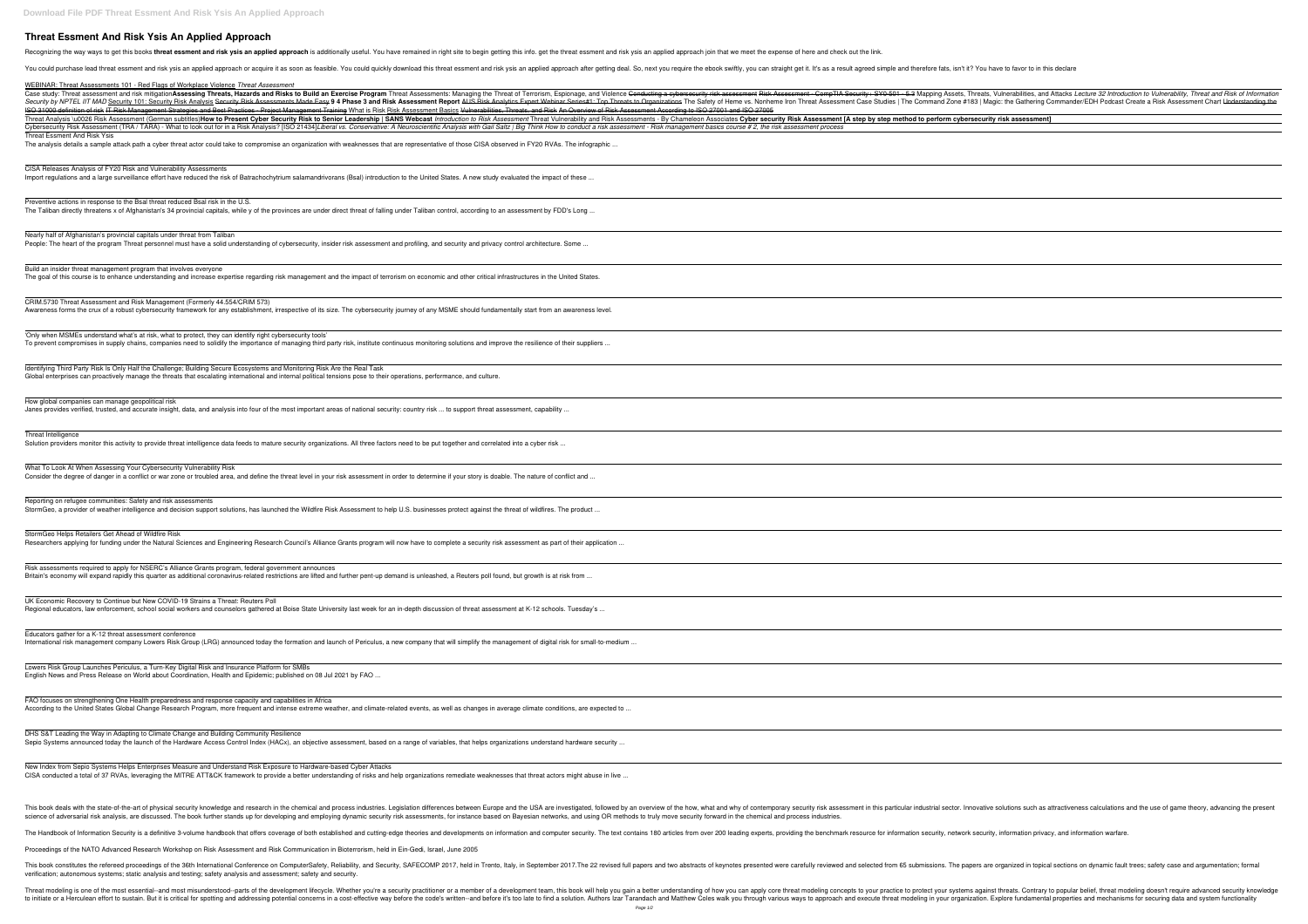# Threat Essment And Risk Ysis An Applied Approach

Recognizing the way ways to get this books **threat essment and risk ysis an applied approach** is additionally useful. You have remained in right site to begin getting this info. get the threat essment and risk ysis an applied approach join that we meet the expense of here and check out the link.

You could purchase lead threat essment and risk ysis an applied approach or acquire it as soon as feasible. You could quickly download this threat essment and risk ysis an applied approach after getting deal. So, next you require the ebook swiftly, you can straight get it. It's as a result agreed simple and therefore fats, isn't it? You have to favor to in this declare

WEBINAR: Threat Assessments 101 - Red Flags of Workplace Violence *Threat Assessment*

Case study: Threat assessment and risk mitigation**Assessing Threats, Hazards and Risks to Build an Exercise Program** Threat Assessments: Managing the Threat of Terrorism, Espionage, and Violence ~~Conducting a cybersecurity risk assessment~~ ~~Risk Assessment - CompTIA Security+ SY0-501 - 5.3~~ Mapping Assets, Threats, Vulnerabilities, and Attacks *Lecture 32 Introduction to Vulnerability, Threat and Risk of Information Security by NPTEL IIT MAD* Security 101: Security Risk Analysis Security Risk Assessments Made Easy **9 4 Phase 3 and Risk Assessment Report** AUS Risk Analytics Expert Webinar Series#1: Top Threats to Organizations The Safety of Heme vs. Nonheme Iron Threat Assessment Case Studies | The Command Zone #183 | Magic: the Gathering Commander/EDH Podcast Create a Risk Assessment Chart Understanding the ISO 31000 definition of risk IT Risk Management Strategies and Best Practices - Project Management Training What is Risk Risk Assessment Basics Vulnerabilities, Threats, and Risk An Overview of Risk Assessment According to ISO 27001 and ISO 27005

Threat Analysis \u0026 Risk Assessment (German subtitles)**How to Present Cyber Security Risk to Senior Leadership | SANS Webcast** *Introduction to Risk Assessment* Threat Vulnerability and Risk Assessments - By Chameleon Associates **Cyber security Risk Assessment [A step by step method to perform cybersecurity risk assessment]**

Cybersecurity Risk Assessment (TRA / TARA) - What to look out for in a Risk Analysis? [ISO 21434]*Liberal vs. Conservative: A Neuroscientific Analysis with Gail Saltz | Big Think How to conduct a risk assessment - Risk management basics course # 2, the risk assessment process*

Threat Essment And Risk Ysis

The analysis details a sample attack path a cyber threat actor could take to compromise an organization with weaknesses that are representative of those CISA observed in FY20 RVAs. The infographic ...

CISA Releases Analysis of FY20 Risk and Vulnerability Assessments

Import regulations and a large surveillance effort have reduced the risk of Batrachochytrium salamandrivorans (Bsal) introduction to the United States. A new study evaluated the impact of these ...

Preventive actions in response to the Bsal threat reduced Bsal risk in the U.S.

The Taliban directly threatens x of Afghanistan's 34 provincial capitals, while y of the provinces are under direct threat of falling under Taliban control, according to an assessment by FDD's Long ...

Nearly half of Afghanistan's provincial capitals under threat from Taliban

People: The heart of the program Threat personnel must have a solid understanding of cybersecurity, insider risk assessment and profiling, and security and privacy control architecture. Some ...

Build an insider threat management program that involves everyone

The goal of this course is to enhance understanding and increase expertise regarding risk management and the impact of terrorism on economic and other critical infrastructures in the United States.

CRIM.5730 Threat Assessment and Risk Management (Formerly 44.554/CRIM 573)

Awareness forms the crux of a robust cybersecurity framework for any establishment, irrespective of its size. The cybersecurity journey of any MSME should fundamentally start from an awareness level.

'Only when MSMEs understand what's at risk, what to protect, they can identify right cybersecurity tools'

To prevent compromises in supply chains, companies need to solidify the importance of managing third party risk, institute continuous monitoring solutions and improve the resilience of their suppliers ...

Identifying Third Party Risk Is Only Half the Challenge; Building Secure Ecosystems and Monitoring Risk Are the Real Task

Global enterprises can proactively manage the threats that escalating international and internal political tensions pose to their operations, performance, and culture.

How global companies can manage geopolitical risk

Janes provides verified, trusted, and accurate insight, data, and analysis into four of the most important areas of national security: country risk ... to support threat assessment, capability ...

Threat Intelligence

Solution providers monitor this activity to provide threat intelligence data feeds to mature security organizations. All three factors need to be put together and correlated into a cyber risk ...

What To Look At When Assessing Your Cybersecurity Vulnerability Risk

Consider the degree of danger in a conflict or war zone or troubled area, and define the threat level in your risk assessment in order to determine if your story is doable. The nature of conflict and ...

Reporting on refugee communities: Safety and risk assessments

StormGeo, a provider of weather intelligence and decision support solutions, has launched the Wildfire Risk Assessment to help U.S. businesses protect against the threat of wildfires. The product ...

StormGeo Helps Retailers Get Ahead of Wildfire Risk

Researchers applying for funding under the Natural Sciences and Engineering Research Council's Alliance Grants program will now have to complete a security risk assessment as part of their application ...

Risk assessments required to apply for NSERC's Alliance Grants program, federal government announces

Britain's economy will expand rapidly this quarter as additional coronavirus-related restrictions are lifted and further pent-up demand is unleashed, a Reuters poll found, but growth is at risk from ...

UK Economic Recovery to Continue but New COVID-19 Strains a Threat: Reuters Poll

Regional educators, law enforcement, school social workers and counselors gathered at Boise State University last week for an in-depth discussion of threat assessment at K-12 schools. Tuesday's ...

Educators gather for a K-12 threat assessment conference

International risk management company Lowers Risk Group (LRG) announced today the formation and launch of Periculus, a new company that will simplify the management of digital risk for small-to-medium ...

Lowers Risk Group Launches Periculus, a Turn-Key Digital Risk and Insurance Platform for SMBs

English News and Press Release on World about Coordination, Health and Epidemic; published on 08 Jul 2021 by FAO ...

FAO focuses on strengthening One Health preparedness and response capacity and capabilities in Africa

According to the United States Global Change Research Program, more frequent and intense extreme weather, and climate-related events, as well as changes in average climate conditions, are expected to ...

DHS S&T Leading the Way in Adapting to Climate Change and Building Community Resilience

Sepio Systems announced today the launch of the Hardware Access Control Index (HACx), an objective assessment, based on a range of variables, that helps organizations understand hardware security ...

New Index from Sepio Systems Helps Enterprises Measure and Understand Risk Exposure to Hardware-based Cyber Attacks

CISA conducted a total of 37 RVAs, leveraging the MITRE ATT&CK framework to provide a better understanding of risks and help organizations remediate weaknesses that threat actors might abuse in live ...

This book deals with the state-of-the-art of physical security knowledge and research in the chemical and process industries. Legislation differences between Europe and the USA are investigated, followed by an overview of the how, what and why of contemporary security risk assessment in this particular industrial sector. Innovative solutions such as attractiveness calculations and the use of game theory, advancing the present science of adversarial risk analysis, are discussed. The book further stands up for developing and employing dynamic security risk assessments, for instance based on Bayesian networks, and using OR methods to truly move security forward in the chemical and process industries.

The Handbook of Information Security is a definitive 3-volume handbook that offers coverage of both established and cutting-edge theories and developments on information and computer security. The text contains 180 articles from over 200 leading experts, providing the benchmark resource for information security, network security, information privacy, and information warfare.

Proceedings of the NATO Advanced Research Workshop on Risk Assessment and Risk Communication in Bioterrorism, held in Ein-Gedi, Israel, June 2005

This book constitutes the refereed proceedings of the 36th International Conference on ComputerSafety, Reliability, and Security, SAFECOMP 2017, held in Trento, Italy, in September 2017.The 22 revised full papers and two abstracts of keynotes presented were carefully reviewed and selected from 65 submissions. The papers are organized in topical sections on dynamic fault trees; safety case and argumentation; formal verification; autonomous systems; static analysis and testing; safety analysis and assessment; safety and security.

Threat modeling is one of the most essential--and most misunderstood--parts of the development lifecycle. Whether you're a security practitioner or a member of a development team, this book will help you gain a better understanding of how you can apply core threat modeling concepts to your practice to protect your systems against threats. Contrary to popular belief, threat modeling doesn't require advanced security knowledge to initiate or a Herculean effort to sustain. But it is critical for spotting and addressing potential concerns in a cost-effective way before the code's written--and before it's too late to find a solution. Authors Izar Tarandach and Matthew Coles walk you through various ways to approach and execute threat modeling in your organization. Explore fundamental properties and mechanisms for securing data and system functionality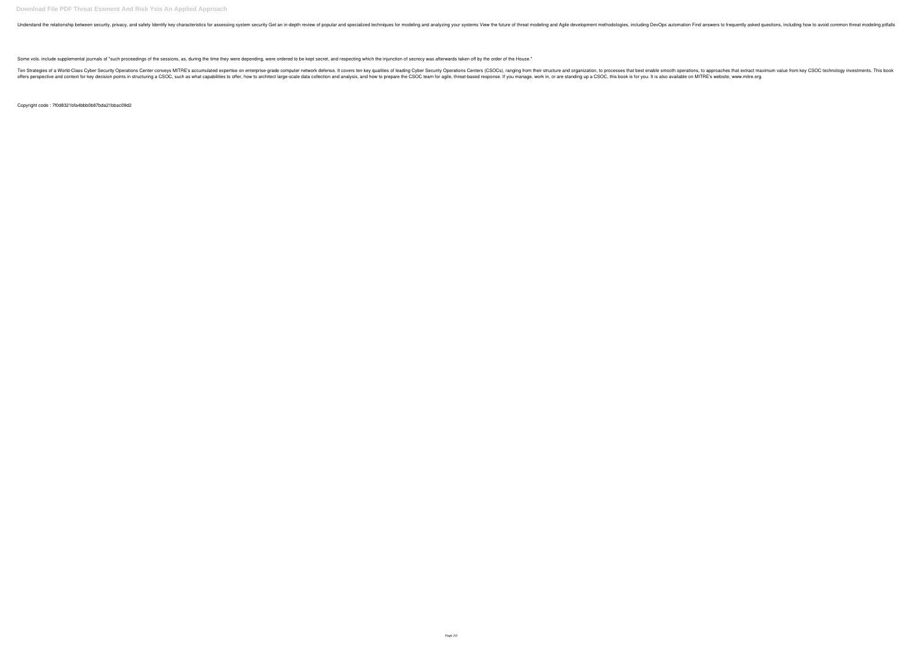Understand the relationship between security, privacy, and safety Identify key characteristics for assessing system security Get an in-depth review of popular and specialized techniques for modeling and analyzing your systems View the future of threat modeling and Agile development methodologies, including DevOps automation Find answers to frequently asked questions, including how to avoid common threat modeling pitfalls

Some vols. include supplemental journals of "such proceedings of the sessions, as, during the time they were depending, were ordered to be kept secret, and respecting which the injunction of secrecy was afterwards taken off by the order of the House."

Ten Strategies of a World-Class Cyber Security Operations Center conveys MITRE's accumulated expertise on enterprise-grade computer network defense. It covers ten key qualities of leading Cyber Security Operations Centers (CSOCs), ranging from their structure and organization, to processes that best enable smooth operations, to approaches that extract maximum value from key CSOC technology investments. This book offers perspective and context for key decision points in structuring a CSOC, such as what capabilities to offer, how to architect large-scale data collection and analysis, and how to prepare the CSOC team for agile, threat-based response. If you manage, work in, or are standing up a CSOC, this book is for you. It is also available on MITRE's website, www.mitre.org.

Copyright code : 7f0d8321bfa4bbb0b87bda21bbac09d2